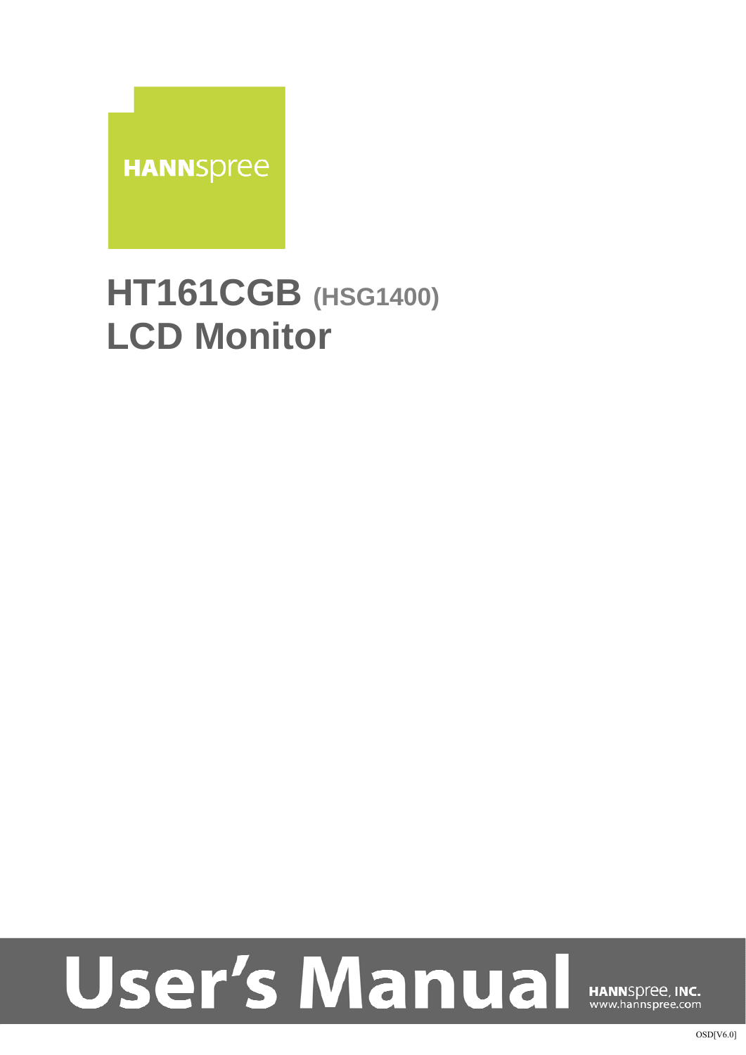HANNspree

# HT161CGB (HSG1400)
# LCD Monitor

# User's Manual

HANNspree, INC.
www.hannspree.com

OSD[V6.0]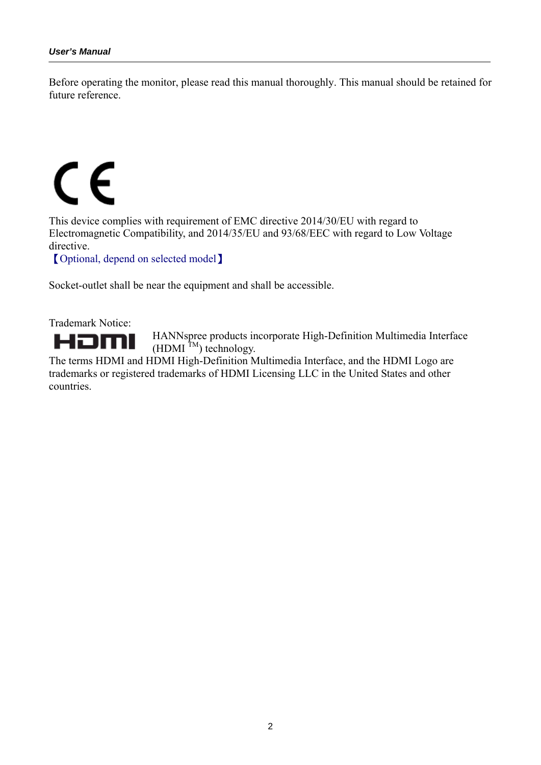Before operating the monitor, please read this manual thoroughly. This manual should be retained for future reference.

This device complies with requirement of EMC directive 2014/30/EU with regard to Electromagnetic Compatibility, and 2014/35/EU and 93/68/EEC with regard to Low Voltage directive.

【Optional, depend on selected model】

Socket-outlet shall be near the equipment and shall be accessible.

Trademark Notice:

HANNspree products incorporate High-Definition Multimedia Interface (HDMI ™) technology.

The terms HDMI and HDMI High-Definition Multimedia Interface, and the HDMI Logo are trademarks or registered trademarks of HDMI Licensing LLC in the United States and other countries.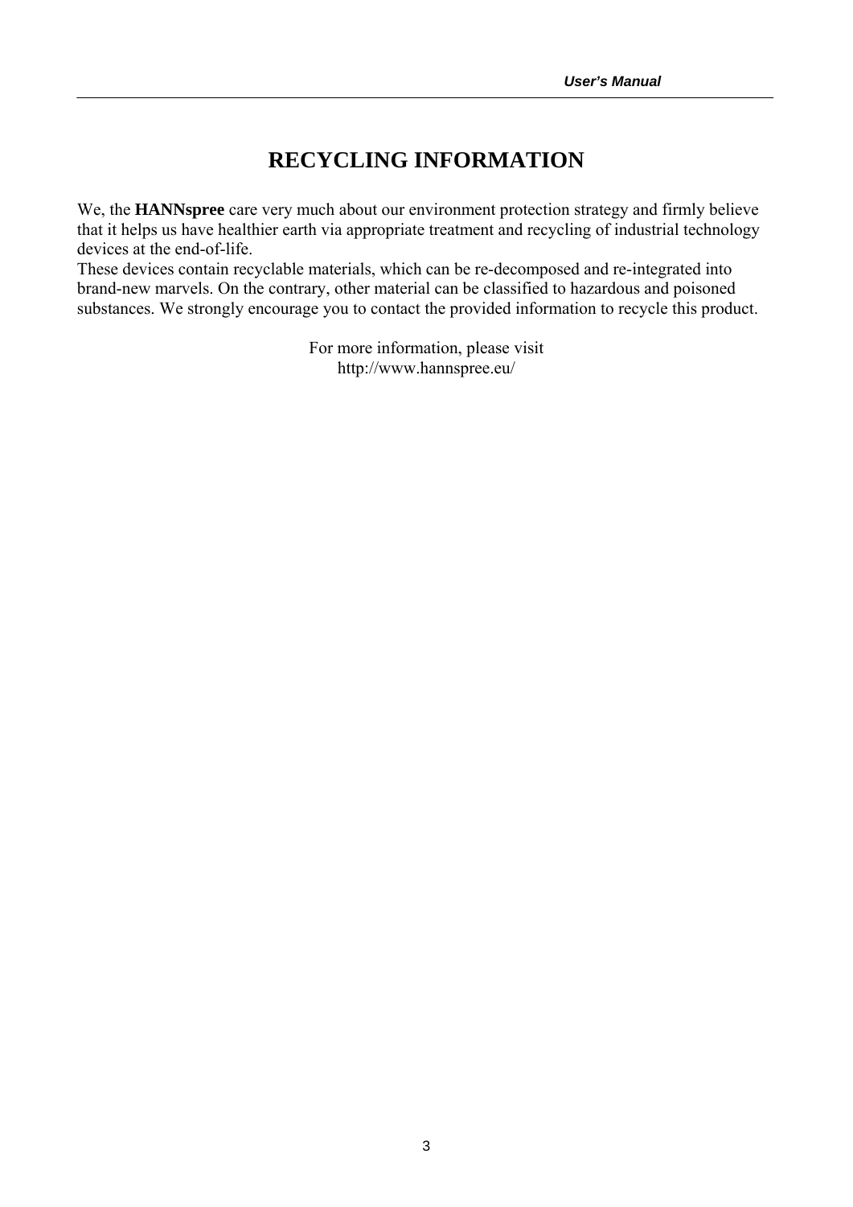# RECYCLING INFORMATION

We, the **HANNspree** care very much about our environment protection strategy and firmly believe that it helps us have healthier earth via appropriate treatment and recycling of industrial technology devices at the end-of-life.
These devices contain recyclable materials, which can be re-decomposed and re-integrated into brand-new marvels. On the contrary, other material can be classified to hazardous and poisoned substances. We strongly encourage you to contact the provided information to recycle this product.

For more information, please visit
http://www.hannspree.eu/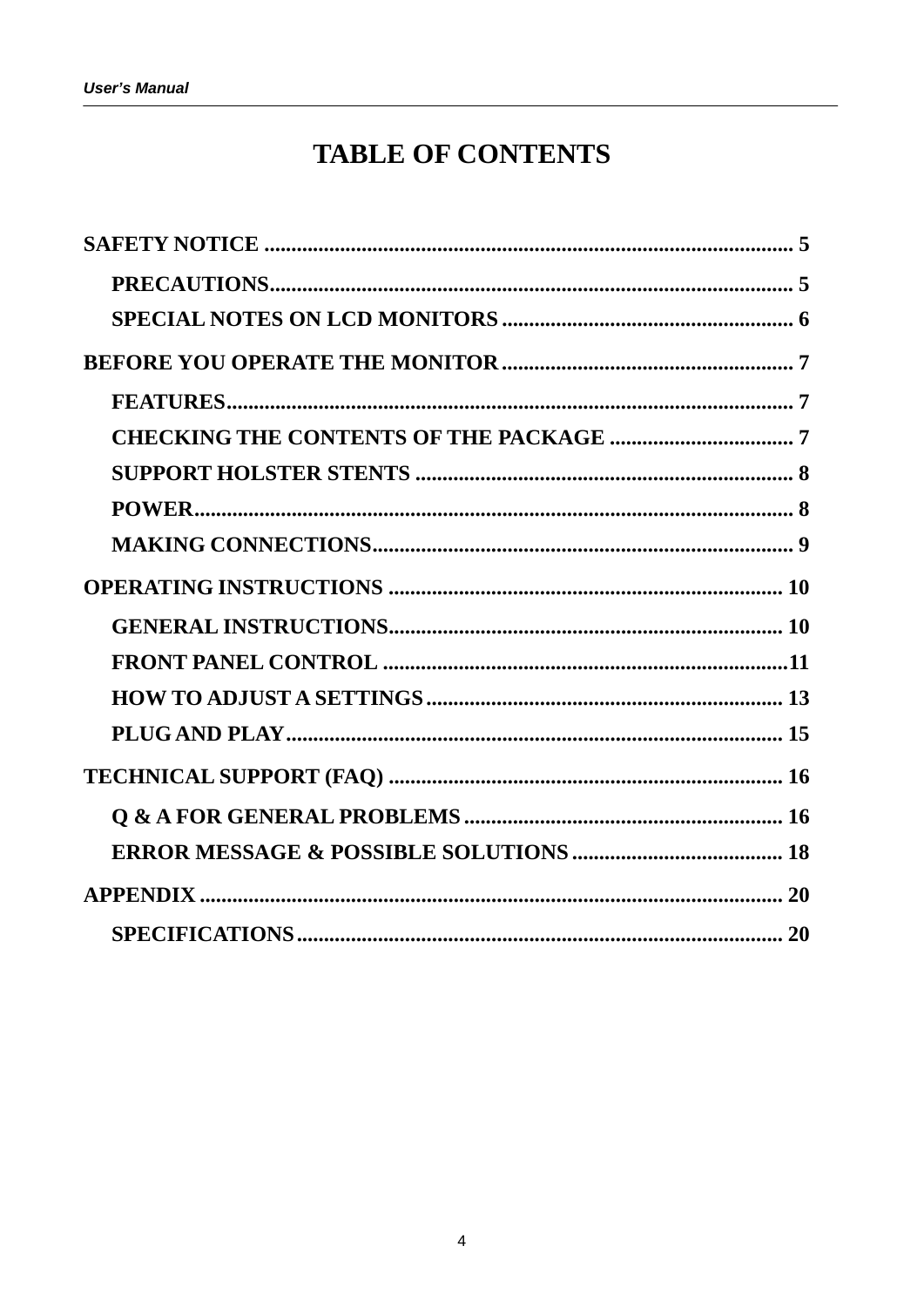# TABLE OF CONTENTS

**SAFETY NOTICE ................................................................................................ 5**

- **PRECAUTIONS................................................................................................ 5**
- **SPECIAL NOTES ON LCD MONITORS ..................................................... 6**

**BEFORE YOU OPERATE THE MONITOR ..................................................... 7**

- **FEATURES...................................................................................................... 7**
- **CHECKING THE CONTENTS OF THE PACKAGE ................................. 7**
- **SUPPORT HOLSTER STENTS ..................................................................... 8**
- **POWER............................................................................................................. 8**
- **MAKING CONNECTIONS............................................................................ 9**

**OPERATING INSTRUCTIONS ........................................................................ 10**

- **GENERAL INSTRUCTIONS........................................................................ 10**
- **FRONT PANEL CONTROL .........................................................................11**
- **HOW TO ADJUST A SETTINGS ................................................................ 13**
- **PLUG AND PLAY.......................................................................................... 15**

**TECHNICAL SUPPORT (FAQ) ........................................................................ 16**

- **Q & A FOR GENERAL PROBLEMS ......................................................... 16**
- **ERROR MESSAGE & POSSIBLE SOLUTIONS ...................................... 18**

**APPENDIX .......................................................................................................... 20**

- **SPECIFICATIONS......................................................................................... 20**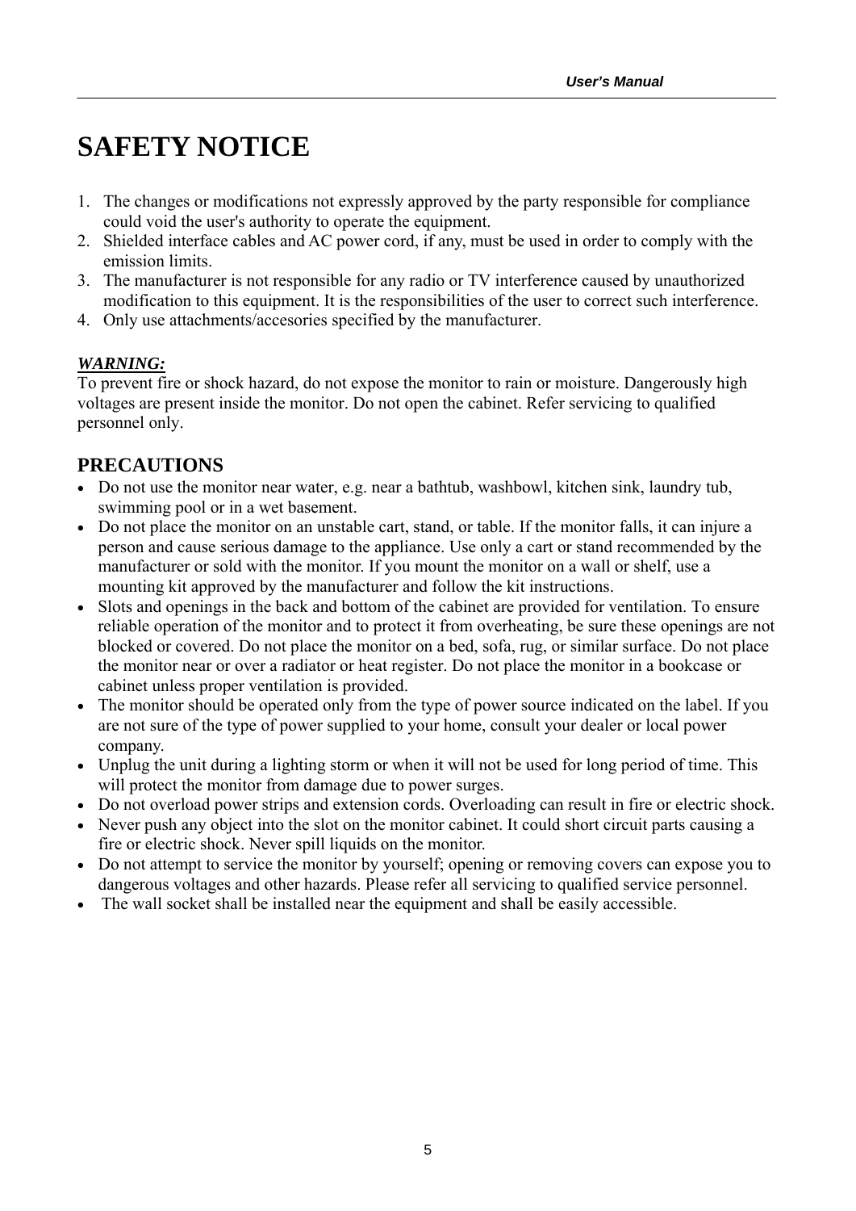# SAFETY NOTICE

1. The changes or modifications not expressly approved by the party responsible for compliance could void the user's authority to operate the equipment.
2. Shielded interface cables and AC power cord, if any, must be used in order to comply with the emission limits.
3. The manufacturer is not responsible for any radio or TV interference caused by unauthorized modification to this equipment. It is the responsibilities of the user to correct such interference.
4. Only use attachments/accesories specified by the manufacturer.

***WARNING:***

To prevent fire or shock hazard, do not expose the monitor to rain or moisture. Dangerously high voltages are present inside the monitor. Do not open the cabinet. Refer servicing to qualified personnel only.

## PRECAUTIONS

- Do not use the monitor near water, e.g. near a bathtub, washbowl, kitchen sink, laundry tub, swimming pool or in a wet basement.
- Do not place the monitor on an unstable cart, stand, or table. If the monitor falls, it can injure a person and cause serious damage to the appliance. Use only a cart or stand recommended by the manufacturer or sold with the monitor. If you mount the monitor on a wall or shelf, use a mounting kit approved by the manufacturer and follow the kit instructions.
- Slots and openings in the back and bottom of the cabinet are provided for ventilation. To ensure reliable operation of the monitor and to protect it from overheating, be sure these openings are not blocked or covered. Do not place the monitor on a bed, sofa, rug, or similar surface. Do not place the monitor near or over a radiator or heat register. Do not place the monitor in a bookcase or cabinet unless proper ventilation is provided.
- The monitor should be operated only from the type of power source indicated on the label. If you are not sure of the type of power supplied to your home, consult your dealer or local power company.
- Unplug the unit during a lighting storm or when it will not be used for long period of time. This will protect the monitor from damage due to power surges.
- Do not overload power strips and extension cords. Overloading can result in fire or electric shock.
- Never push any object into the slot on the monitor cabinet. It could short circuit parts causing a fire or electric shock. Never spill liquids on the monitor.
- Do not attempt to service the monitor by yourself; opening or removing covers can expose you to dangerous voltages and other hazards. Please refer all servicing to qualified service personnel.
- The wall socket shall be installed near the equipment and shall be easily accessible.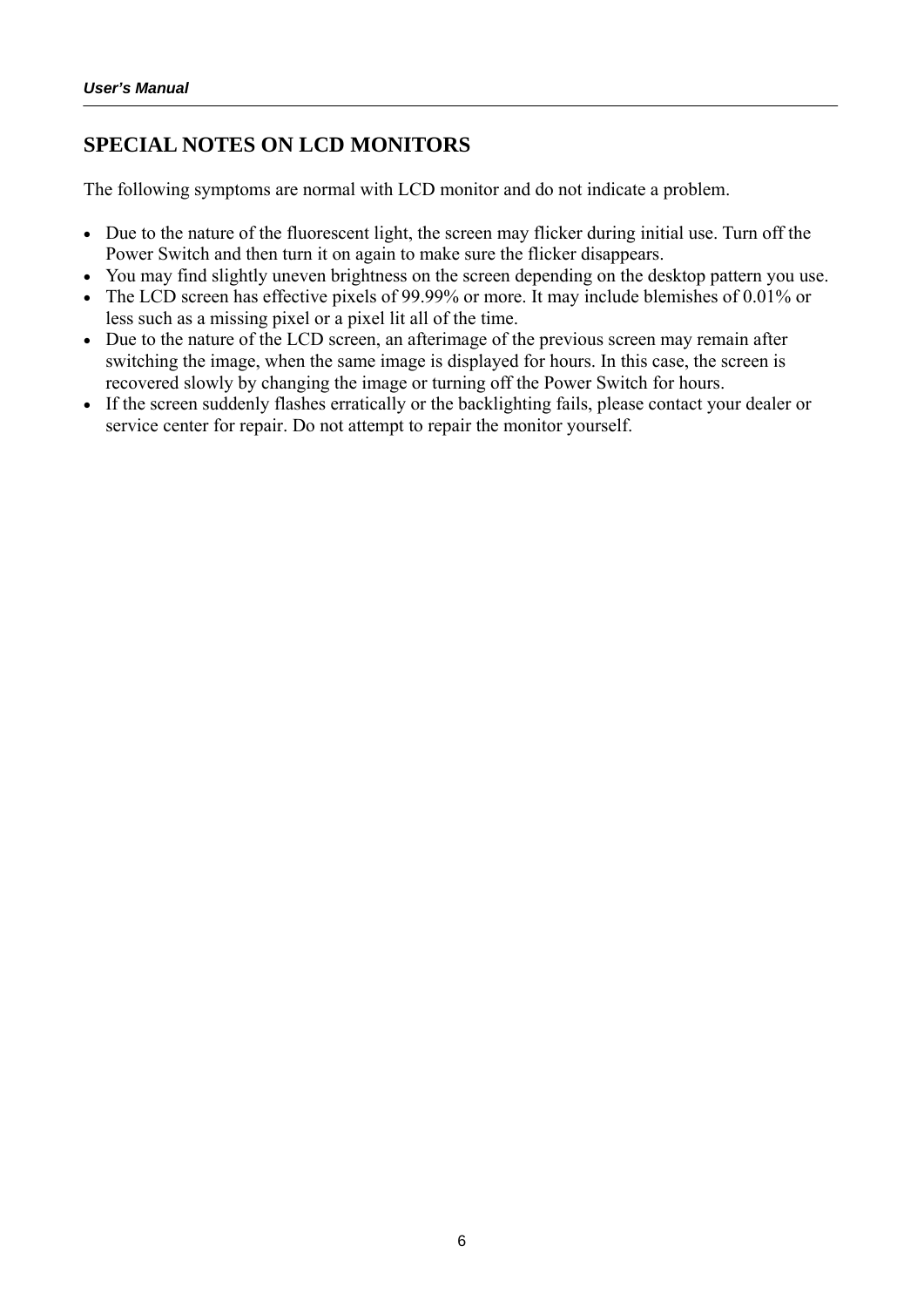## SPECIAL NOTES ON LCD MONITORS

The following symptoms are normal with LCD monitor and do not indicate a problem.

- Due to the nature of the fluorescent light, the screen may flicker during initial use. Turn off the Power Switch and then turn it on again to make sure the flicker disappears.
- You may find slightly uneven brightness on the screen depending on the desktop pattern you use.
- The LCD screen has effective pixels of 99.99% or more. It may include blemishes of 0.01% or less such as a missing pixel or a pixel lit all of the time.
- Due to the nature of the LCD screen, an afterimage of the previous screen may remain after switching the image, when the same image is displayed for hours. In this case, the screen is recovered slowly by changing the image or turning off the Power Switch for hours.
- If the screen suddenly flashes erratically or the backlighting fails, please contact your dealer or service center for repair. Do not attempt to repair the monitor yourself.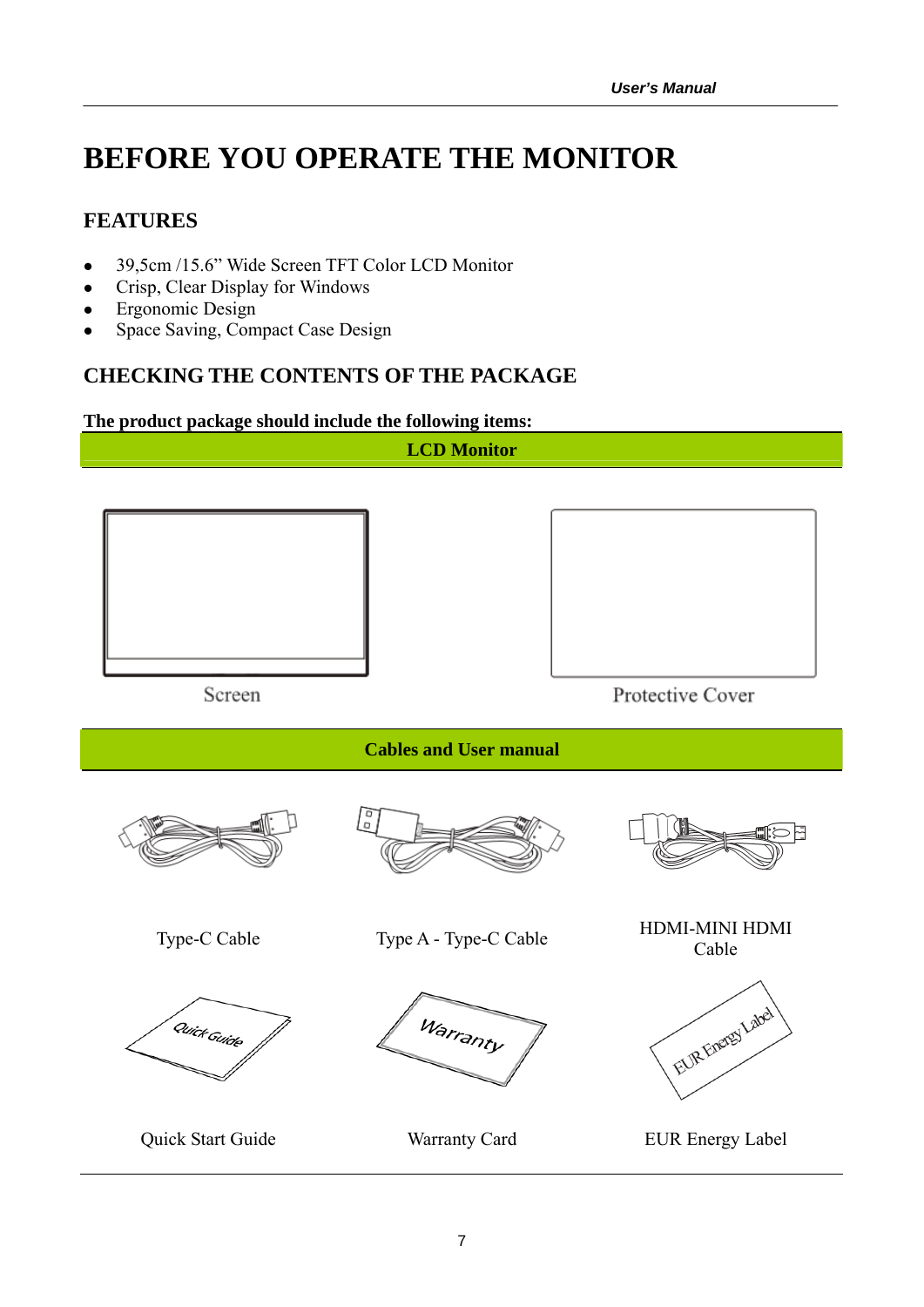# BEFORE YOU OPERATE THE MONITOR

## FEATURES

- 39,5cm /15.6" Wide Screen TFT Color LCD Monitor
- Crisp, Clear Display for Windows
- Ergonomic Design
- Space Saving, Compact Case Design

## CHECKING THE CONTENTS OF THE PACKAGE

**The product package should include the following items:**

**LCD Monitor**

Screen

Protective Cover

**Cables and User manual**

Type-C Cable

Type A - Type-C Cable

HDMI-MINI HDMI Cable

Quick Start Guide

Warranty Card

EUR Energy Label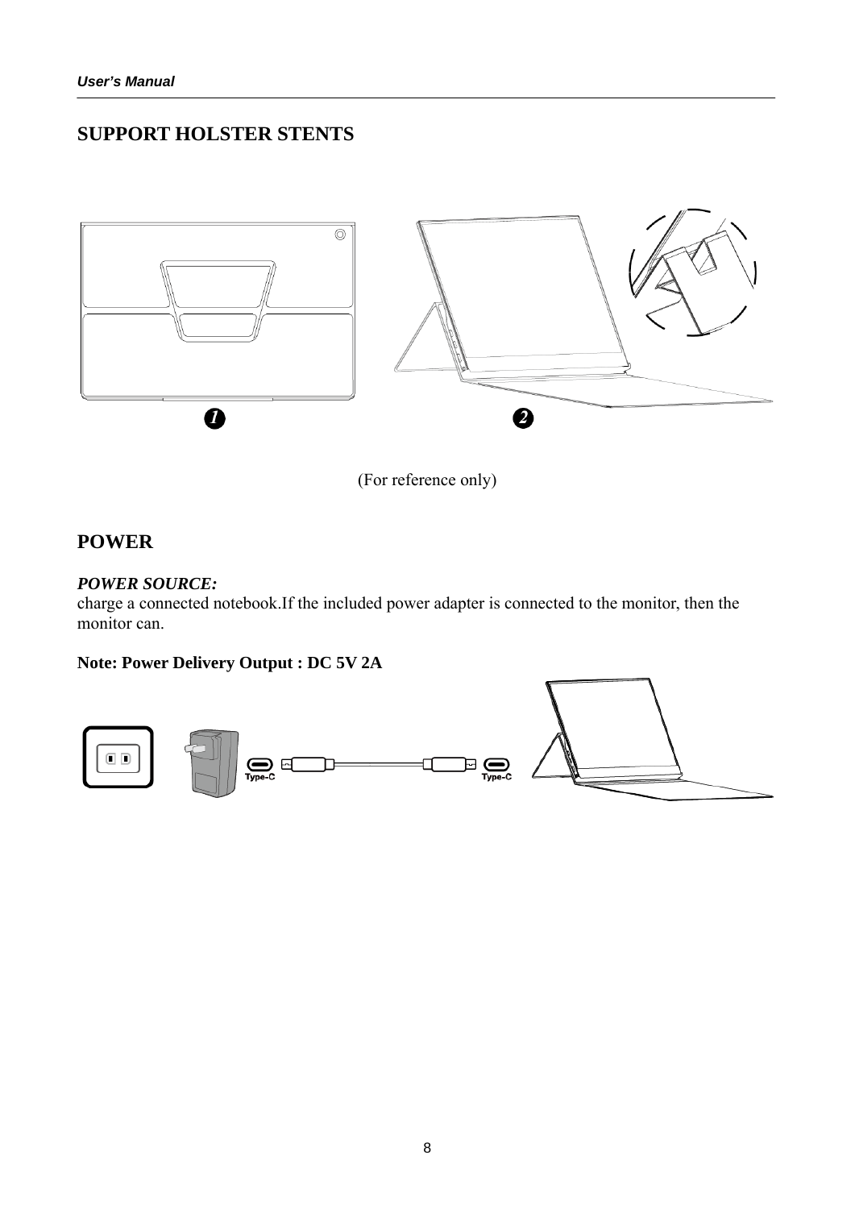## SUPPORT HOLSTER STENTS

(For reference only)

## POWER

***POWER SOURCE:***

charge a connected notebook.If the included power adapter is connected to the monitor, then the monitor can.

**Note: Power Delivery Output : DC 5V 2A**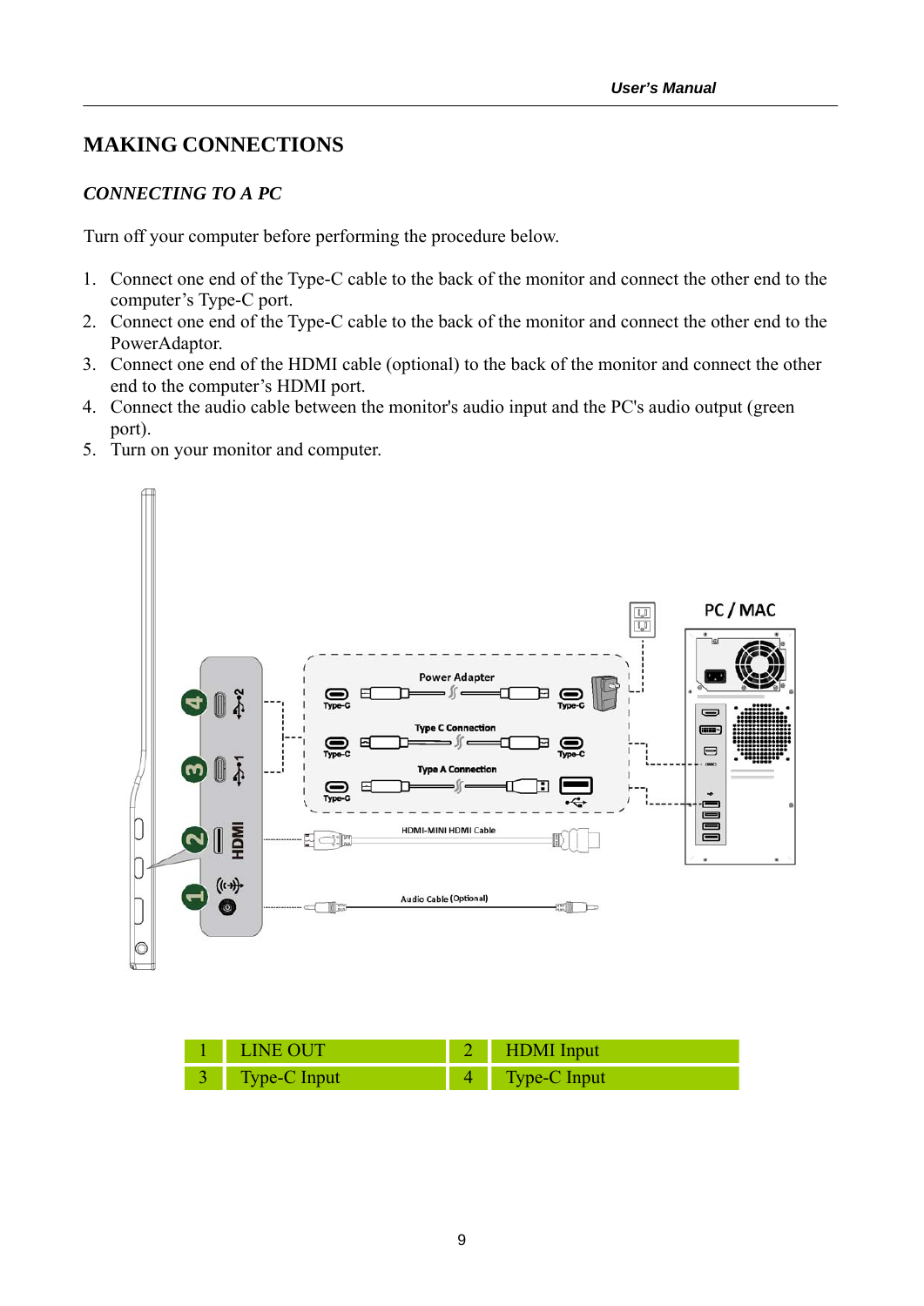## MAKING CONNECTIONS

### *CONNECTING TO A PC*

Turn off your computer before performing the procedure below.

1. Connect one end of the Type-C cable to the back of the monitor and connect the other end to the computer's Type-C port.
2. Connect one end of the Type-C cable to the back of the monitor and connect the other end to the PowerAdaptor.
3. Connect one end of the HDMI cable (optional) to the back of the monitor and connect the other end to the computer's HDMI port.
4. Connect the audio cable between the monitor's audio input and the PC's audio output (green port).
5. Turn on your monitor and computer.

| 1 | LINE OUT | 2 | HDMI Input |
|---|---|---|---|
| 3 | Type-C Input | 4 | Type-C Input |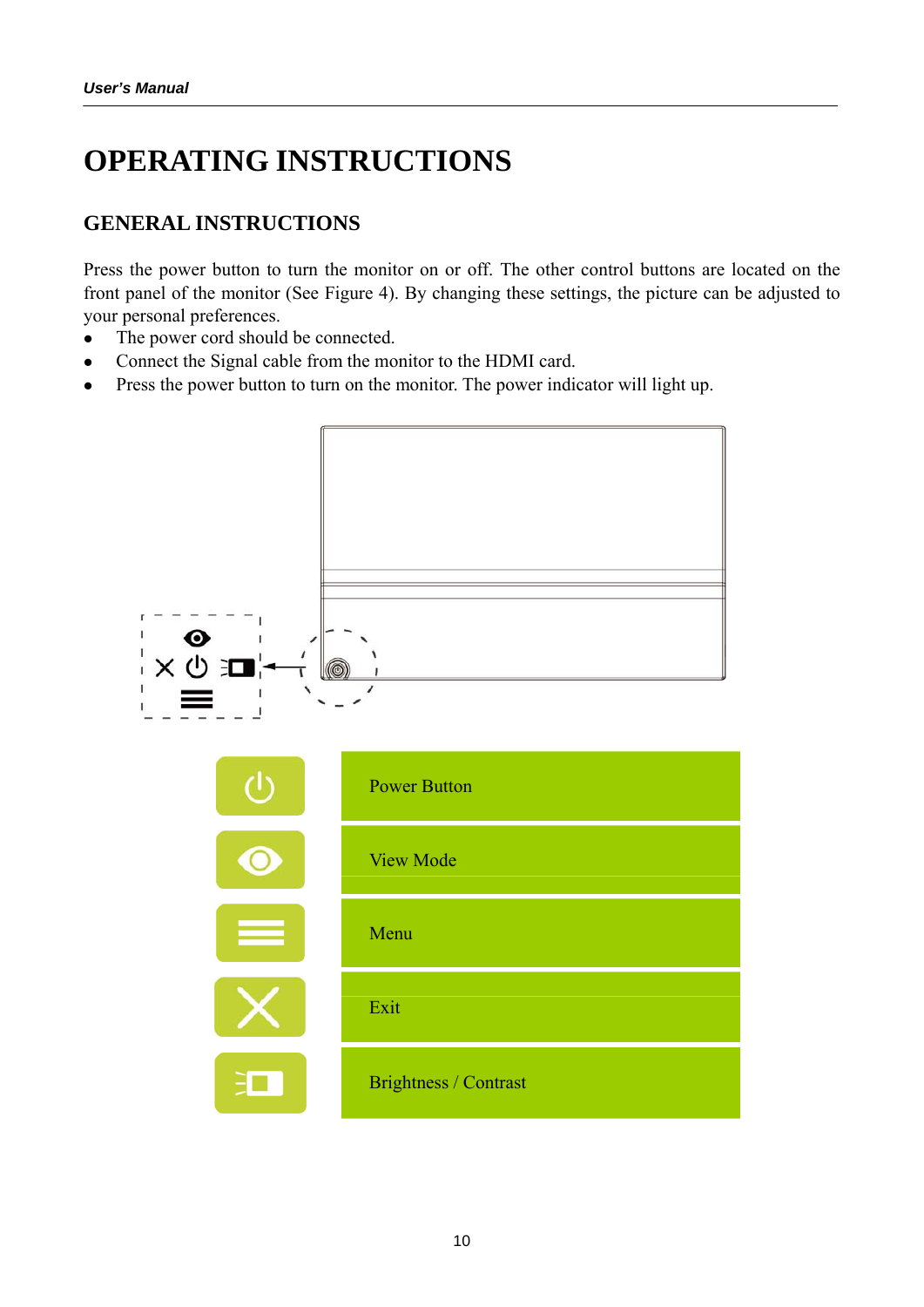# OPERATING INSTRUCTIONS

## GENERAL INSTRUCTIONS

Press the power button to turn the monitor on or off. The other control buttons are located on the front panel of the monitor (See Figure 4). By changing these settings, the picture can be adjusted to your personal preferences.

- The power cord should be connected.
- Connect the Signal cable from the monitor to the HDMI card.
- Press the power button to turn on the monitor. The power indicator will light up.

| Icon | Function |
|---|---|
| ⏻ | Power Button |
| 👁 | View Mode |
| ≡ | Menu |
| ✕ | Exit |
| Brightness icon | Brightness / Contrast |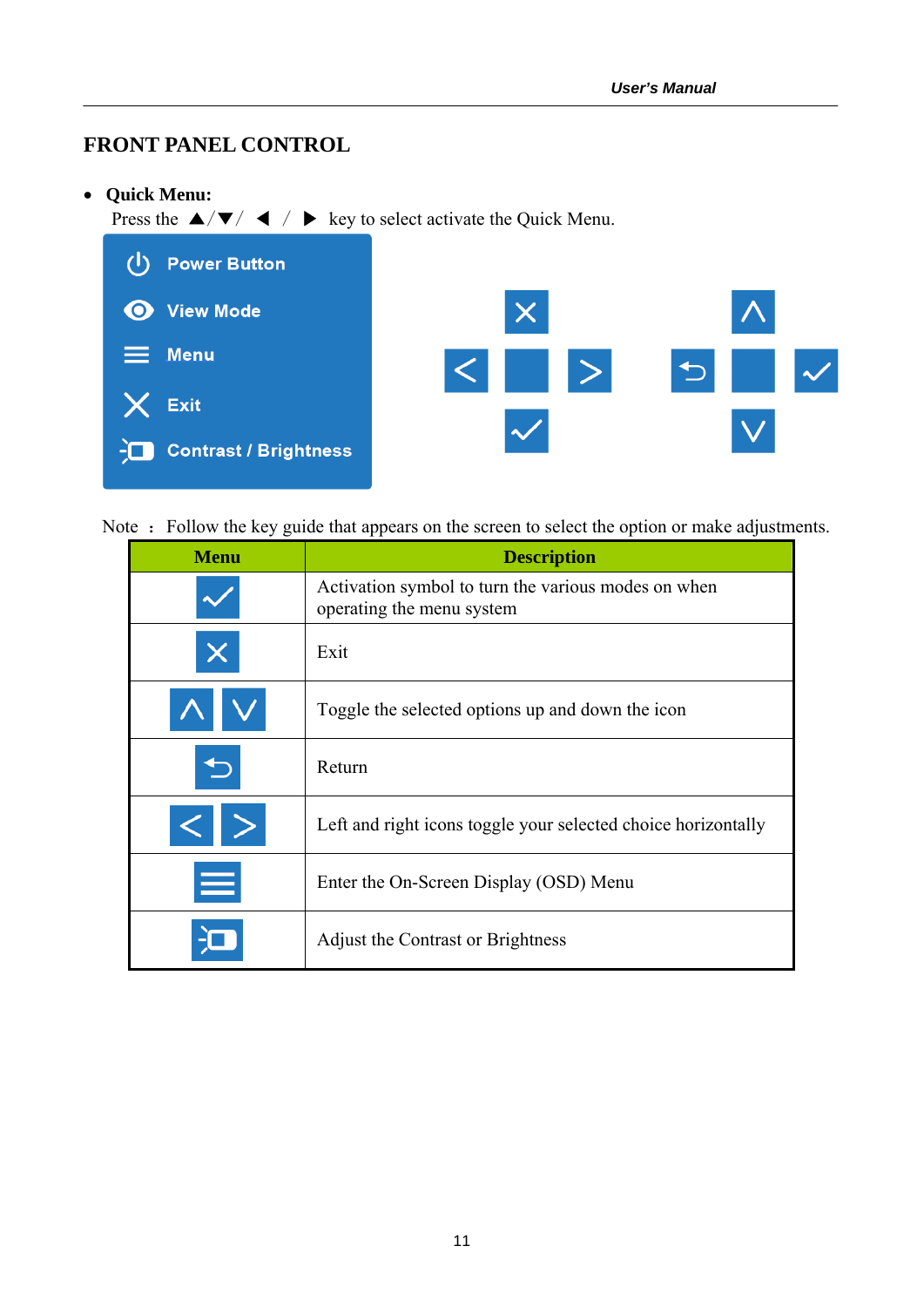## FRONT PANEL CONTROL

- **Quick Menu:**

  Press the ▲/▼/ ◀ / ▶ key to select activate the Quick Menu.

Power Button
View Mode
Menu
Exit
Contrast / Brightness

Note ： Follow the key guide that appears on the screen to select the option or make adjustments.

| Menu | Description |
|---|---|
| ✓ | Activation symbol to turn the various modes on when operating the menu system |
| ✕ | Exit |
| ∧ ∨ | Toggle the selected options up and down the icon |
| ⮌ | Return |
| < > | Left and right icons toggle your selected choice horizontally |
| ☰ | Enter the On-Screen Display (OSD) Menu |
| Contrast / Brightness icon | Adjust the Contrast or Brightness |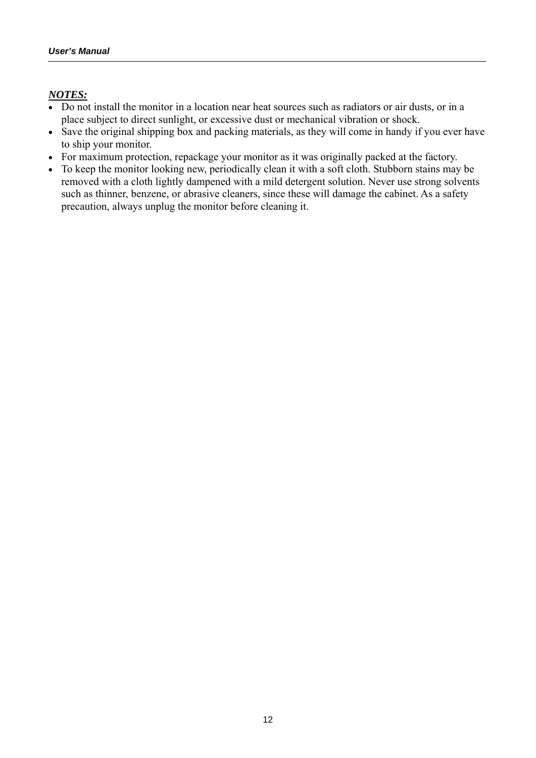***NOTES:***

- Do not install the monitor in a location near heat sources such as radiators or air dusts, or in a place subject to direct sunlight, or excessive dust or mechanical vibration or shock.
- Save the original shipping box and packing materials, as they will come in handy if you ever have to ship your monitor.
- For maximum protection, repackage your monitor as it was originally packed at the factory.
- To keep the monitor looking new, periodically clean it with a soft cloth. Stubborn stains may be removed with a cloth lightly dampened with a mild detergent solution. Never use strong solvents such as thinner, benzene, or abrasive cleaners, since these will damage the cabinet. As a safety precaution, always unplug the monitor before cleaning it.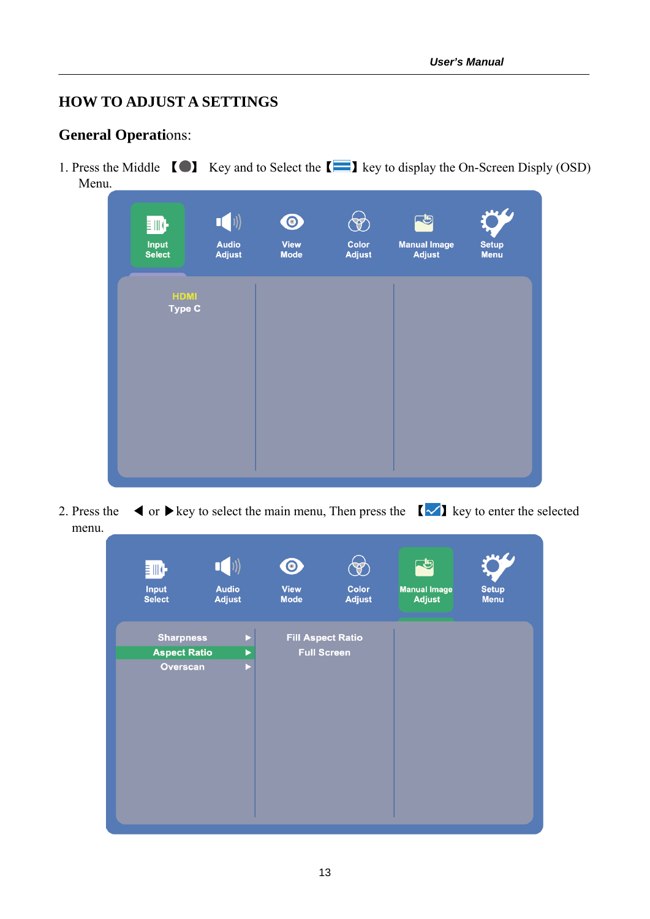## HOW TO ADJUST A SETTINGS

### General Operations:

1. Press the Middle 【●】 Key and to Select the 【☰】 key to display the On-Screen Disply (OSD) Menu.

Input Select | Audio Adjust | View Mode | Color Adjust | Manual Image Adjust | Setup Menu

HDMI
Type C

2. Press the ◀ or ▶ key to select the main menu, Then press the 【✓】 key to enter the selected menu.

Input Select | Audio Adjust | View Mode | Color Adjust | Manual Image Adjust | Setup Menu

Sharpness ▶
Aspect Ratio ▶
Overscan ▶

Fill Aspect Ratio
Full Screen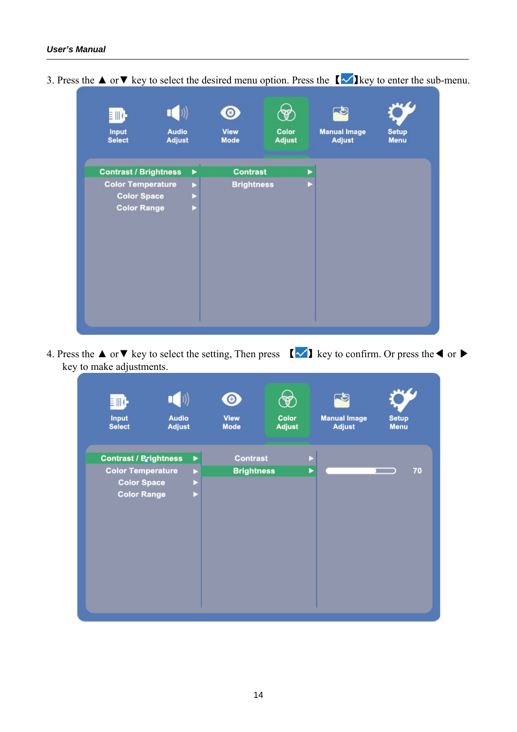3. Press the ▲ or ▼ key to select the desired menu option. Press the 【✓】key to enter the sub-menu.

Input Select | Audio Adjust | View Mode | Color Adjust | Manual Image Adjust | Setup Menu

Contrast / Brightness ▶ | Contrast ▶
Color Temperature ▶ | Brightness ▶
Color Space ▶
Color Range ▶

4. Press the ▲ or ▼ key to select the setting, Then press 【✓】 key to confirm. Or press the ◀ or ▶ key to make adjustments.

Input Select | Audio Adjust | View Mode | Color Adjust | Manual Image Adjust | Setup Menu

Contrast / Brightness ▶ | Contrast ▶
Color Temperature ▶ | Brightness ▶ | 70
Color Space ▶
Color Range ▶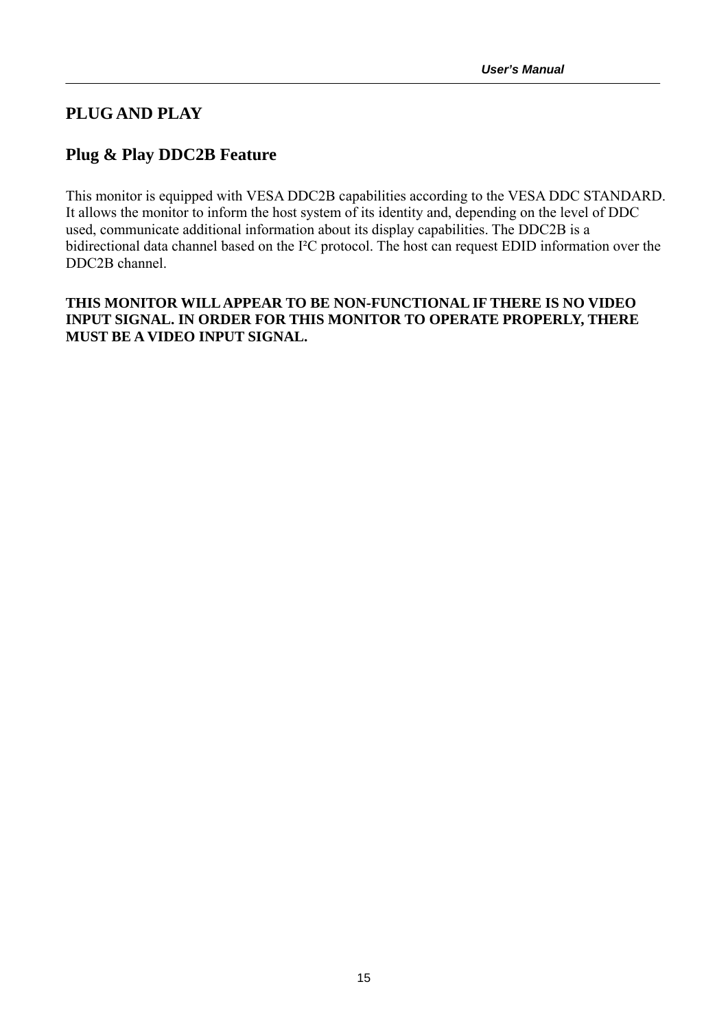## PLUG AND PLAY

### Plug & Play DDC2B Feature

This monitor is equipped with VESA DDC2B capabilities according to the VESA DDC STANDARD. It allows the monitor to inform the host system of its identity and, depending on the level of DDC used, communicate additional information about its display capabilities. The DDC2B is a bidirectional data channel based on the I²C protocol. The host can request EDID information over the DDC2B channel.

**THIS MONITOR WILL APPEAR TO BE NON-FUNCTIONAL IF THERE IS NO VIDEO INPUT SIGNAL. IN ORDER FOR THIS MONITOR TO OPERATE PROPERLY, THERE MUST BE A VIDEO INPUT SIGNAL.**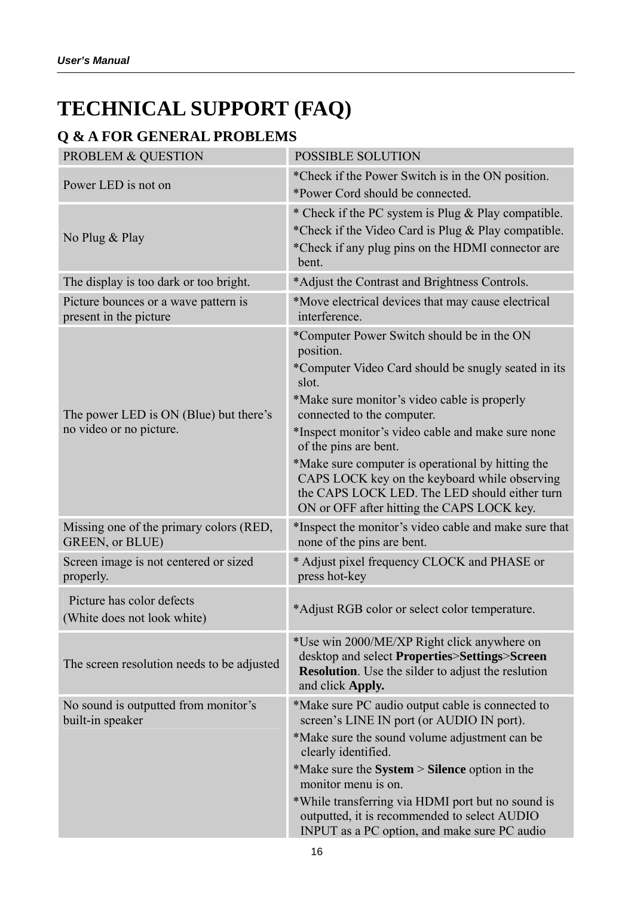# TECHNICAL SUPPORT (FAQ)

## Q & A FOR GENERAL PROBLEMS

| PROBLEM & QUESTION | POSSIBLE SOLUTION |
|---|---|
| Power LED is not on | *Check if the Power Switch is in the ON position.<br>*Power Cord should be connected. |
| No Plug & Play | * Check if the PC system is Plug & Play compatible.<br>*Check if the Video Card is Plug & Play compatible.<br>*Check if any plug pins on the HDMI connector are bent. |
| The display is too dark or too bright. | *Adjust the Contrast and Brightness Controls. |
| Picture bounces or a wave pattern is present in the picture | *Move electrical devices that may cause electrical interference. |
| The power LED is ON (Blue) but there's no video or no picture. | *Computer Power Switch should be in the ON position.<br>*Computer Video Card should be snugly seated in its slot.<br>*Make sure monitor's video cable is properly connected to the computer.<br>*Inspect monitor's video cable and make sure none of the pins are bent.<br>*Make sure computer is operational by hitting the CAPS LOCK key on the keyboard while observing the CAPS LOCK LED. The LED should either turn ON or OFF after hitting the CAPS LOCK key. |
| Missing one of the primary colors (RED, GREEN, or BLUE) | *Inspect the monitor's video cable and make sure that none of the pins are bent. |
| Screen image is not centered or sized properly. | * Adjust pixel frequency CLOCK and PHASE or press hot-key |
| Picture has color defects<br>(White does not look white) | *Adjust RGB color or select color temperature. |
| The screen resolution needs to be adjusted | *Use win 2000/ME/XP Right click anywhere on desktop and select **Properties**>**Settings**>**Screen Resolution**. Use the silder to adjust the reslution and click **Apply.** |
| No sound is outputted from monitor's built-in speaker | *Make sure PC audio output cable is connected to screen's LINE IN port (or AUDIO IN port).<br>*Make sure the sound volume adjustment can be clearly identified.<br>*Make sure the **System** > **Silence** option in the monitor menu is on.<br>*While transferring via HDMI port but no sound is outputted, it is recommended to select AUDIO INPUT as a PC option, and make sure PC audio |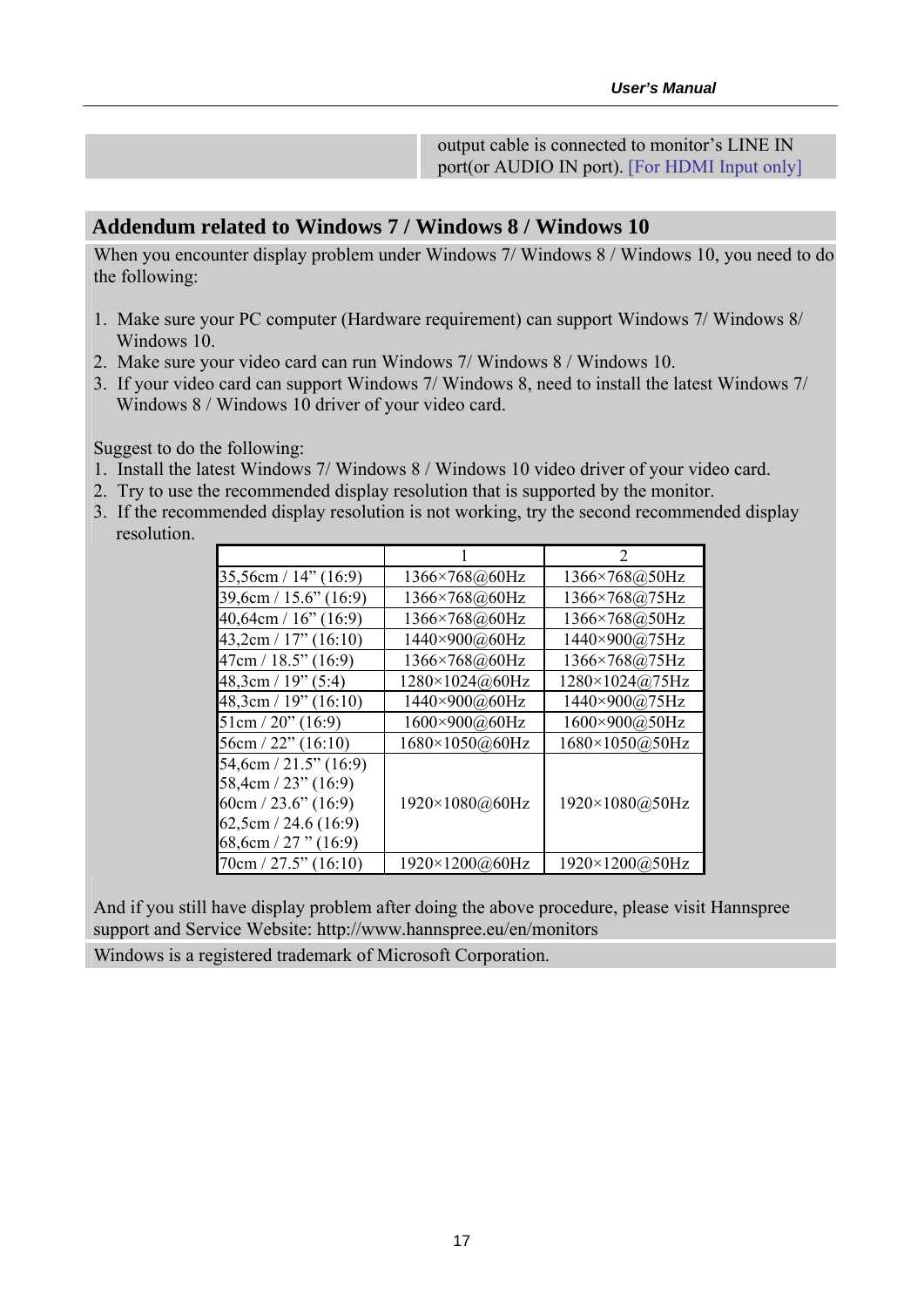| | output cable is connected to monitor's LINE IN port(or AUDIO IN port). [For HDMI Input only] |
|---|---|

## Addendum related to Windows 7 / Windows 8 / Windows 10

When you encounter display problem under Windows 7/ Windows 8 / Windows 10, you need to do the following:

1. Make sure your PC computer (Hardware requirement) can support Windows 7/ Windows 8/ Windows 10.
2. Make sure your video card can run Windows 7/ Windows 8 / Windows 10.
3. If your video card can support Windows 7/ Windows 8, need to install the latest Windows 7/ Windows 8 / Windows 10 driver of your video card.

Suggest to do the following:

1. Install the latest Windows 7/ Windows 8 / Windows 10 video driver of your video card.
2. Try to use the recommended display resolution that is supported by the monitor.
3. If the recommended display resolution is not working, try the second recommended display resolution.

| | 1 | 2 |
|---|---|---|
| 35,56cm / 14" (16:9) | 1366×768@60Hz | 1366×768@50Hz |
| 39,6cm / 15.6" (16:9) | 1366×768@60Hz | 1366×768@75Hz |
| 40,64cm / 16" (16:9) | 1366×768@60Hz | 1366×768@50Hz |
| 43,2cm / 17" (16:10) | 1440×900@60Hz | 1440×900@75Hz |
| 47cm / 18.5" (16:9) | 1366×768@60Hz | 1366×768@75Hz |
| 48,3cm / 19" (5:4) | 1280×1024@60Hz | 1280×1024@75Hz |
| 48,3cm / 19" (16:10) | 1440×900@60Hz | 1440×900@75Hz |
| 51cm / 20" (16:9) | 1600×900@60Hz | 1600×900@50Hz |
| 56cm / 22" (16:10) | 1680×1050@60Hz | 1680×1050@50Hz |
| 54,6cm / 21.5" (16:9)<br>58,4cm / 23" (16:9)<br>60cm / 23.6" (16:9)<br>62,5cm / 24.6 (16:9)<br>68,6cm / 27 " (16:9) | 1920×1080@60Hz | 1920×1080@50Hz |
| 70cm / 27.5" (16:10) | 1920×1200@60Hz | 1920×1200@50Hz |

And if you still have display problem after doing the above procedure, please visit Hannspree support and Service Website: http://www.hannspree.eu/en/monitors

Windows is a registered trademark of Microsoft Corporation.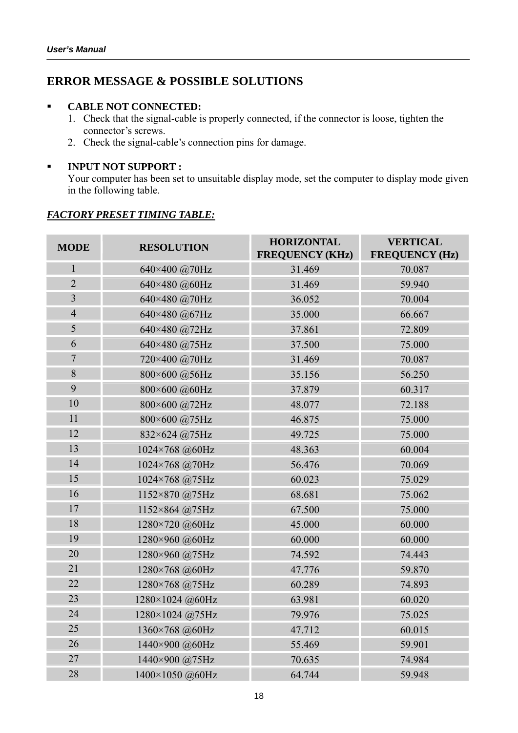## ERROR MESSAGE & POSSIBLE SOLUTIONS

- **CABLE NOT CONNECTED:**
  1. Check that the signal-cable is properly connected, if the connector is loose, tighten the connector's screws.
  2. Check the signal-cable's connection pins for damage.

- **INPUT NOT SUPPORT :**
  Your computer has been set to unsuitable display mode, set the computer to display mode given in the following table.

***FACTORY PRESET TIMING TABLE:***

| MODE | RESOLUTION | HORIZONTAL FREQUENCY (KHz) | VERTICAL FREQUENCY (Hz) |
|---|---|---|---|
| 1 | 640×400 @70Hz | 31.469 | 70.087 |
| 2 | 640×480 @60Hz | 31.469 | 59.940 |
| 3 | 640×480 @70Hz | 36.052 | 70.004 |
| 4 | 640×480 @67Hz | 35.000 | 66.667 |
| 5 | 640×480 @72Hz | 37.861 | 72.809 |
| 6 | 640×480 @75Hz | 37.500 | 75.000 |
| 7 | 720×400 @70Hz | 31.469 | 70.087 |
| 8 | 800×600 @56Hz | 35.156 | 56.250 |
| 9 | 800×600 @60Hz | 37.879 | 60.317 |
| 10 | 800×600 @72Hz | 48.077 | 72.188 |
| 11 | 800×600 @75Hz | 46.875 | 75.000 |
| 12 | 832×624 @75Hz | 49.725 | 75.000 |
| 13 | 1024×768 @60Hz | 48.363 | 60.004 |
| 14 | 1024×768 @70Hz | 56.476 | 70.069 |
| 15 | 1024×768 @75Hz | 60.023 | 75.029 |
| 16 | 1152×870 @75Hz | 68.681 | 75.062 |
| 17 | 1152×864 @75Hz | 67.500 | 75.000 |
| 18 | 1280×720 @60Hz | 45.000 | 60.000 |
| 19 | 1280×960 @60Hz | 60.000 | 60.000 |
| 20 | 1280×960 @75Hz | 74.592 | 74.443 |
| 21 | 1280×768 @60Hz | 47.776 | 59.870 |
| 22 | 1280×768 @75Hz | 60.289 | 74.893 |
| 23 | 1280×1024 @60Hz | 63.981 | 60.020 |
| 24 | 1280×1024 @75Hz | 79.976 | 75.025 |
| 25 | 1360×768 @60Hz | 47.712 | 60.015 |
| 26 | 1440×900 @60Hz | 55.469 | 59.901 |
| 27 | 1440×900 @75Hz | 70.635 | 74.984 |
| 28 | 1400×1050 @60Hz | 64.744 | 59.948 |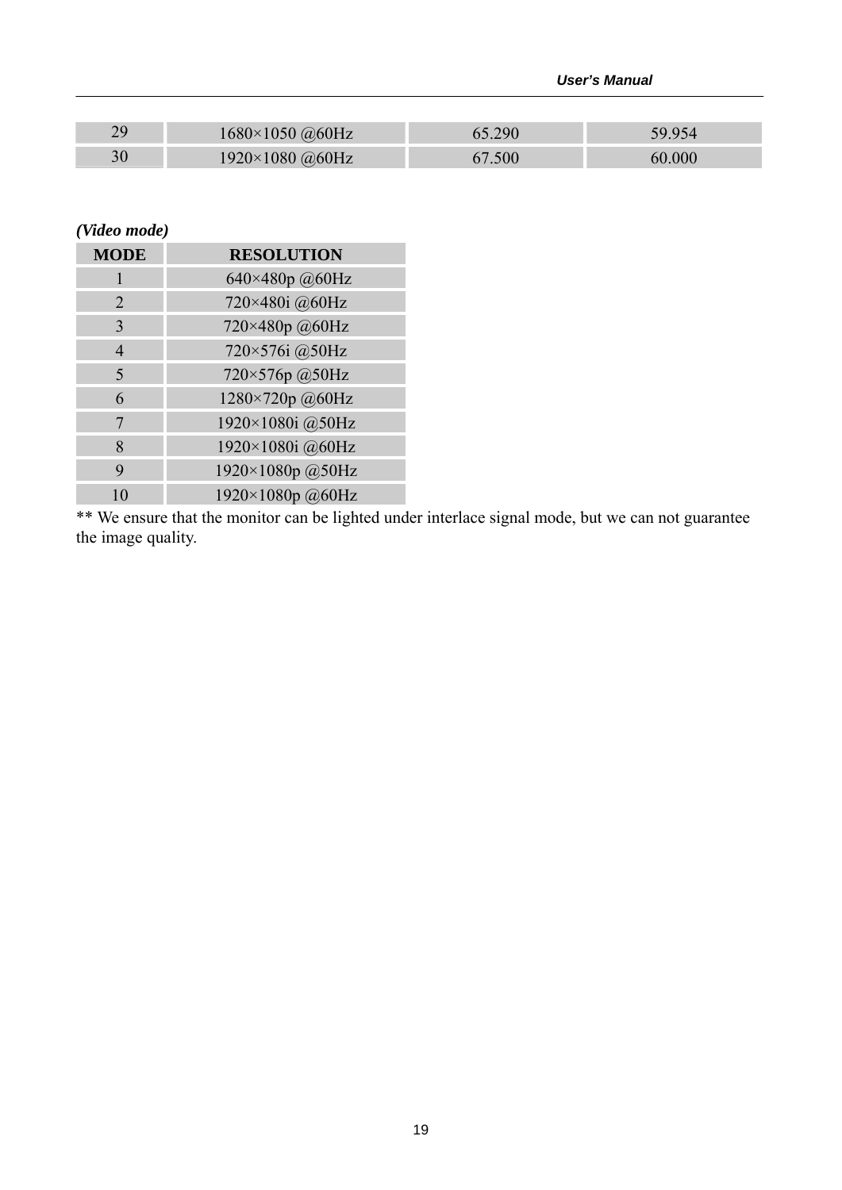| 29 | 1680×1050 @60Hz | 65.290 | 59.954 |
| --- | --- | --- | --- |
| 30 | 1920×1080 @60Hz | 67.500 | 60.000 |

***(Video mode)***

| MODE | RESOLUTION |
| --- | --- |
| 1 | 640×480p @60Hz |
| 2 | 720×480i @60Hz |
| 3 | 720×480p @60Hz |
| 4 | 720×576i @50Hz |
| 5 | 720×576p @50Hz |
| 6 | 1280×720p @60Hz |
| 7 | 1920×1080i @50Hz |
| 8 | 1920×1080i @60Hz |
| 9 | 1920×1080p @50Hz |
| 10 | 1920×1080p @60Hz |

** We ensure that the monitor can be lighted under interlace signal mode, but we can not guarantee the image quality.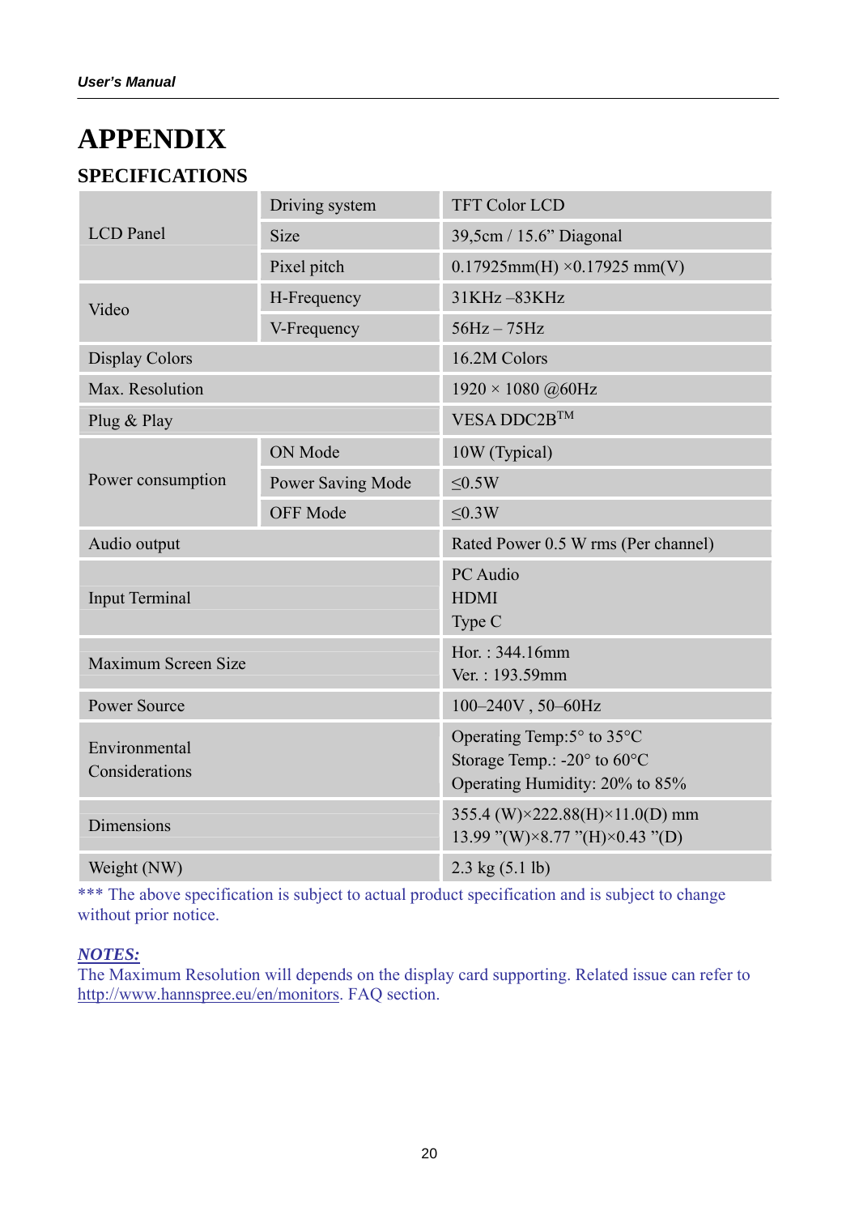# APPENDIX

## SPECIFICATIONS

| | | |
|---|---|---|
| LCD Panel | Driving system | TFT Color LCD |
| | Size | 39,5cm / 15.6" Diagonal |
| | Pixel pitch | 0.17925mm(H) ×0.17925 mm(V) |
| Video | H-Frequency | 31KHz –83KHz |
| | V-Frequency | 56Hz – 75Hz |
| Display Colors | | 16.2M Colors |
| Max. Resolution | | 1920 × 1080 @60Hz |
| Plug & Play | | VESA DDC2B™ |
| Power consumption | ON Mode | 10W (Typical) |
| | Power Saving Mode | ≤0.5W |
| | OFF Mode | ≤0.3W |
| Audio output | | Rated Power 0.5 W rms (Per channel) |
| Input Terminal | | PC Audio<br>HDMI<br>Type C |
| Maximum Screen Size | | Hor. : 344.16mm<br>Ver. : 193.59mm |
| Power Source | | 100–240V , 50–60Hz |
| Environmental Considerations | | Operating Temp:5° to 35°C<br>Storage Temp.: -20° to 60°C<br>Operating Humidity: 20% to 85% |
| Dimensions | | 355.4 (W)×222.88(H)×11.0(D) mm<br>13.99 "(W)×8.77 "(H)×0.43 "(D) |
| Weight (NW) | | 2.3 kg (5.1 lb) |

*** The above specification is subject to actual product specification and is subject to change without prior notice.

***NOTES:***

The Maximum Resolution will depends on the display card supporting. Related issue can refer to http://www.hannspree.eu/en/monitors. FAQ section.